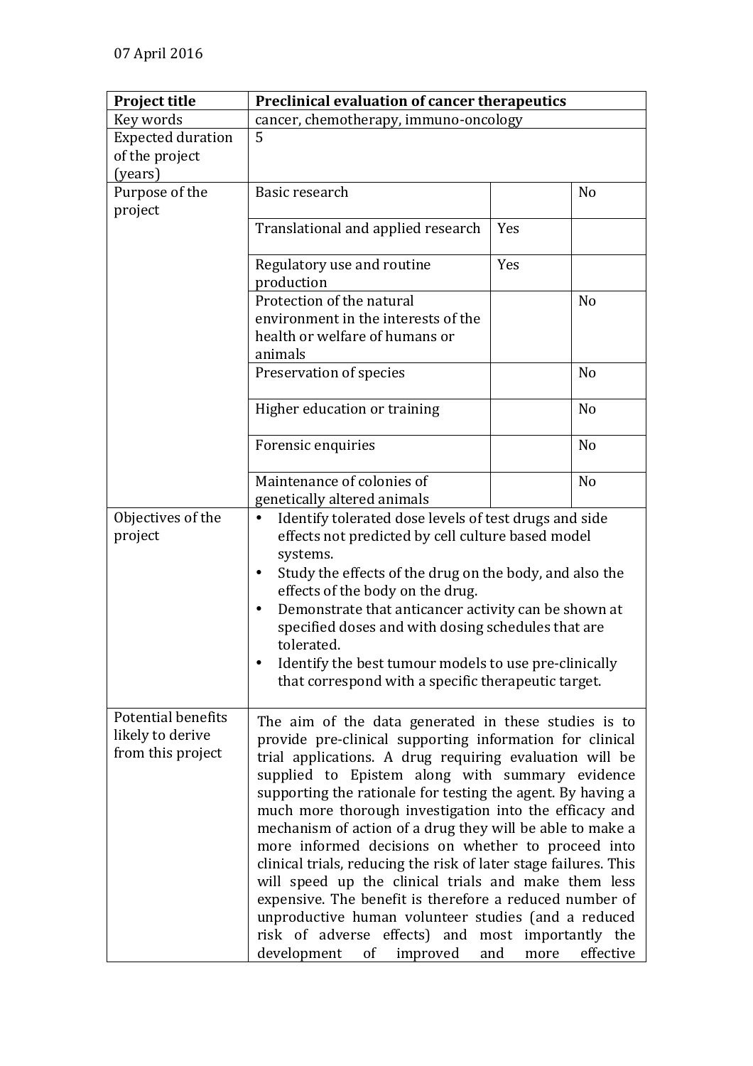07 April 2016

| Project title | Preclinical evaluation of cancer therapeutics | | |
|---|---|---|---|
| Key words | cancer, chemotherapy, immuno-oncology | | |
| Expected duration of the project (years) | 5 | | |
| Purpose of the project | Basic research | | No |
| | Translational and applied research | Yes | |
| | Regulatory use and routine production | Yes | |
| | Protection of the natural environment in the interests of the health or welfare of humans or animals | | No |
| | Preservation of species | | No |
| | Higher education or training | | No |
| | Forensic enquiries | | No |
| | Maintenance of colonies of genetically altered animals | | No |
| Objectives of the project | • Identify tolerated dose levels of test drugs and side effects not predicted by cell culture based model systems.<br>• Study the effects of the drug on the body, and also the effects of the body on the drug.<br>• Demonstrate that anticancer activity can be shown at specified doses and with dosing schedules that are tolerated.<br>• Identify the best tumour models to use pre-clinically that correspond with a specific therapeutic target. | | |
| Potential benefits likely to derive from this project | The aim of the data generated in these studies is to provide pre-clinical supporting information for clinical trial applications. A drug requiring evaluation will be supplied to Epistem along with summary evidence supporting the rationale for testing the agent. By having a much more thorough investigation into the efficacy and mechanism of action of a drug they will be able to make a more informed decisions on whether to proceed into clinical trials, reducing the risk of later stage failures. This will speed up the clinical trials and make them less expensive. The benefit is therefore a reduced number of unproductive human volunteer studies (and a reduced risk of adverse effects) and most importantly the development of improved and more effective | | |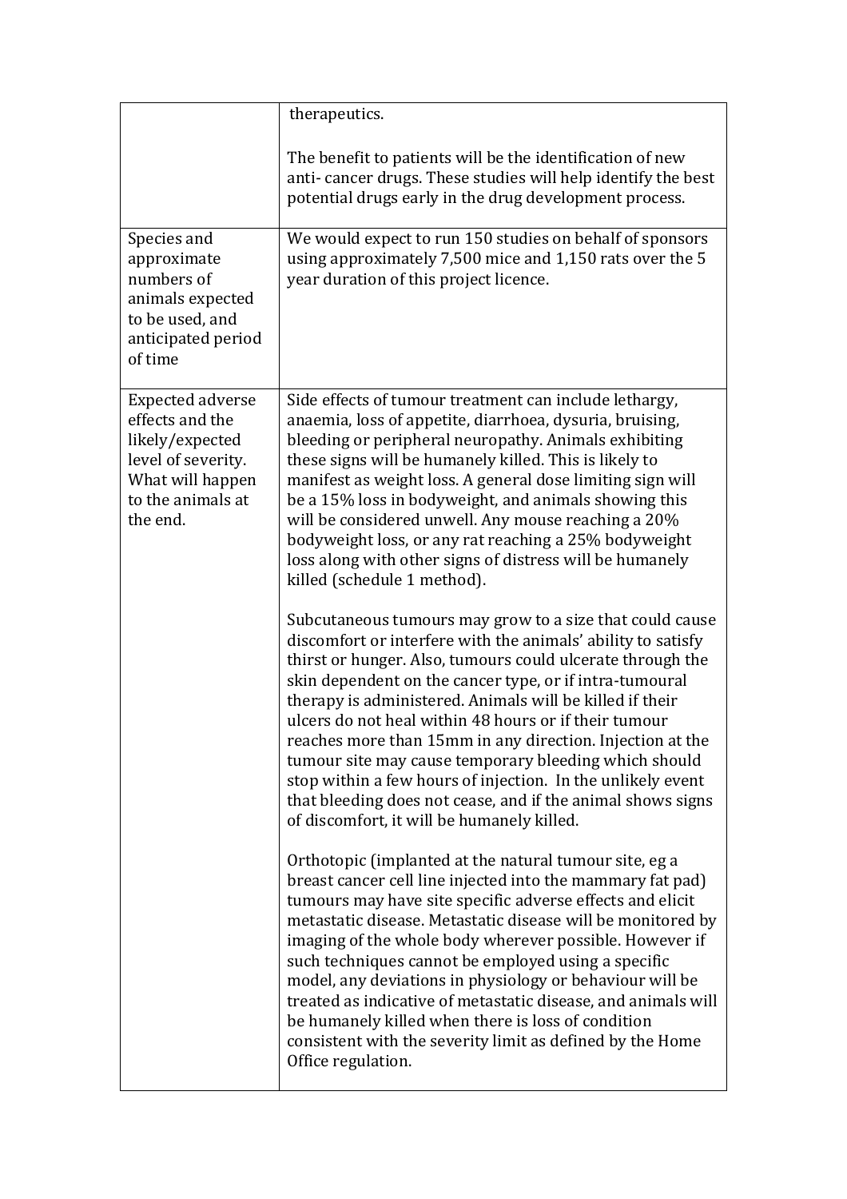| | |
|---|---|
| | therapeutics.<br><br>The benefit to patients will be the identification of new anti- cancer drugs. These studies will help identify the best potential drugs early in the drug development process. |
| Species and approximate numbers of animals expected to be used, and anticipated period of time | We would expect to run 150 studies on behalf of sponsors using approximately 7,500 mice and 1,150 rats over the 5 year duration of this project licence. |
| Expected adverse effects and the likely/expected level of severity. What will happen to the animals at the end. | Side effects of tumour treatment can include lethargy, anaemia, loss of appetite, diarrhoea, dysuria, bruising, bleeding or peripheral neuropathy. Animals exhibiting these signs will be humanely killed. This is likely to manifest as weight loss. A general dose limiting sign will be a 15% loss in bodyweight, and animals showing this will be considered unwell. Any mouse reaching a 20% bodyweight loss, or any rat reaching a 25% bodyweight loss along with other signs of distress will be humanely killed (schedule 1 method).<br><br>Subcutaneous tumours may grow to a size that could cause discomfort or interfere with the animals' ability to satisfy thirst or hunger. Also, tumours could ulcerate through the skin dependent on the cancer type, or if intra-tumoural therapy is administered. Animals will be killed if their ulcers do not heal within 48 hours or if their tumour reaches more than 15mm in any direction. Injection at the tumour site may cause temporary bleeding which should stop within a few hours of injection. In the unlikely event that bleeding does not cease, and if the animal shows signs of discomfort, it will be humanely killed.<br><br>Orthotopic (implanted at the natural tumour site, eg a breast cancer cell line injected into the mammary fat pad) tumours may have site specific adverse effects and elicit metastatic disease. Metastatic disease will be monitored by imaging of the whole body wherever possible. However if such techniques cannot be employed using a specific model, any deviations in physiology or behaviour will be treated as indicative of metastatic disease, and animals will be humanely killed when there is loss of condition consistent with the severity limit as defined by the Home Office regulation. |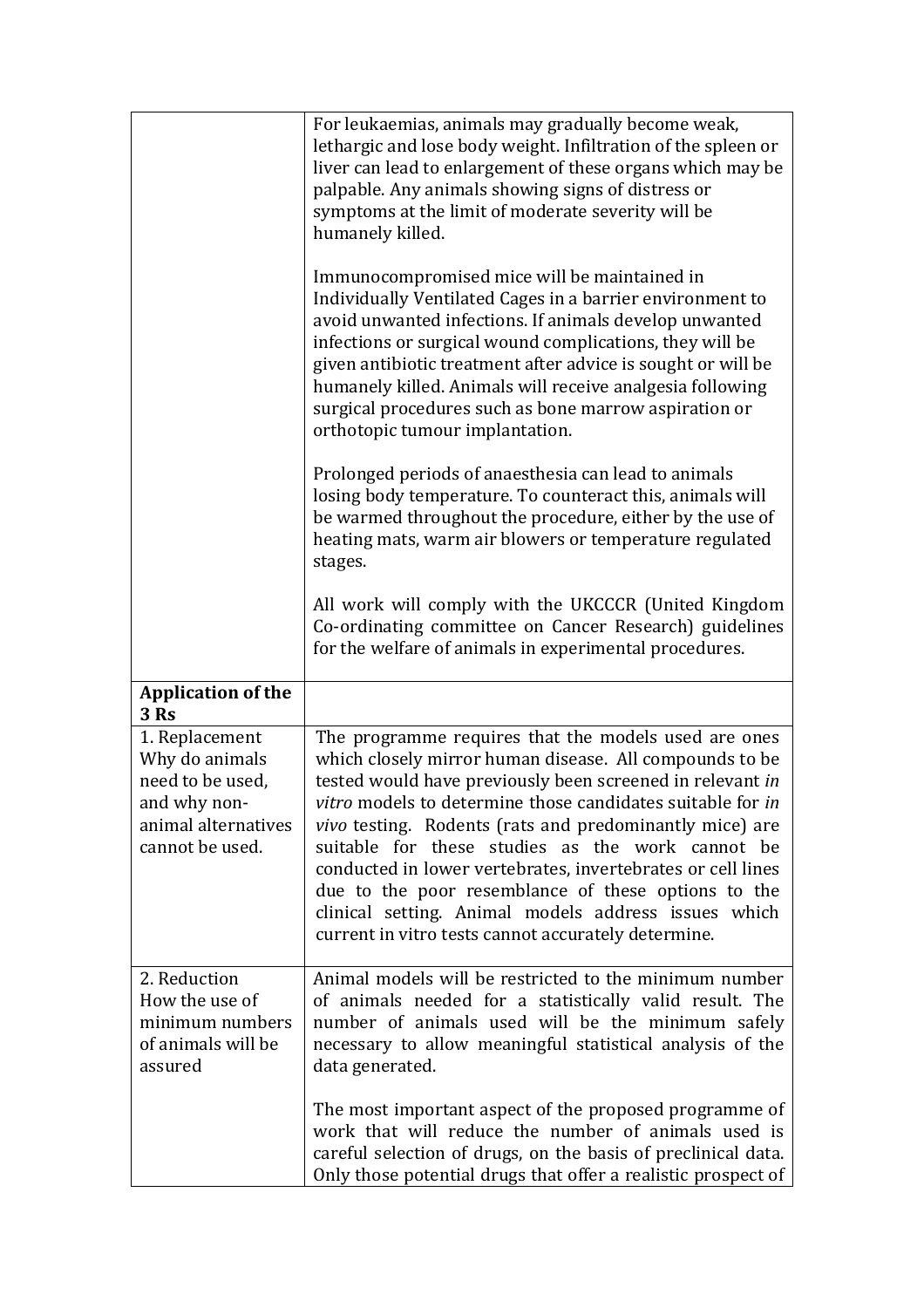| | |
|---|---|
| | For leukaemias, animals may gradually become weak, lethargic and lose body weight. Infiltration of the spleen or liver can lead to enlargement of these organs which may be palpable. Any animals showing signs of distress or symptoms at the limit of moderate severity will be humanely killed.<br><br>Immunocompromised mice will be maintained in Individually Ventilated Cages in a barrier environment to avoid unwanted infections. If animals develop unwanted infections or surgical wound complications, they will be given antibiotic treatment after advice is sought or will be humanely killed. Animals will receive analgesia following surgical procedures such as bone marrow aspiration or orthotopic tumour implantation.<br><br>Prolonged periods of anaesthesia can lead to animals losing body temperature. To counteract this, animals will be warmed throughout the procedure, either by the use of heating mats, warm air blowers or temperature regulated stages.<br><br>All work will comply with the UKCCCR (United Kingdom Co-ordinating committee on Cancer Research) guidelines for the welfare of animals in experimental procedures. |
| **Application of the 3 Rs** | |
| 1. Replacement<br>Why do animals need to be used, and why non-animal alternatives cannot be used. | The programme requires that the models used are ones which closely mirror human disease. All compounds to be tested would have previously been screened in relevant *in vitro* models to determine those candidates suitable for *in vivo* testing. Rodents (rats and predominantly mice) are suitable for these studies as the work cannot be conducted in lower vertebrates, invertebrates or cell lines due to the poor resemblance of these options to the clinical setting. Animal models address issues which current in vitro tests cannot accurately determine. |
| 2. Reduction<br>How the use of minimum numbers of animals will be assured | Animal models will be restricted to the minimum number of animals needed for a statistically valid result. The number of animals used will be the minimum safely necessary to allow meaningful statistical analysis of the data generated.<br><br>The most important aspect of the proposed programme of work that will reduce the number of animals used is careful selection of drugs, on the basis of preclinical data. Only those potential drugs that offer a realistic prospect of |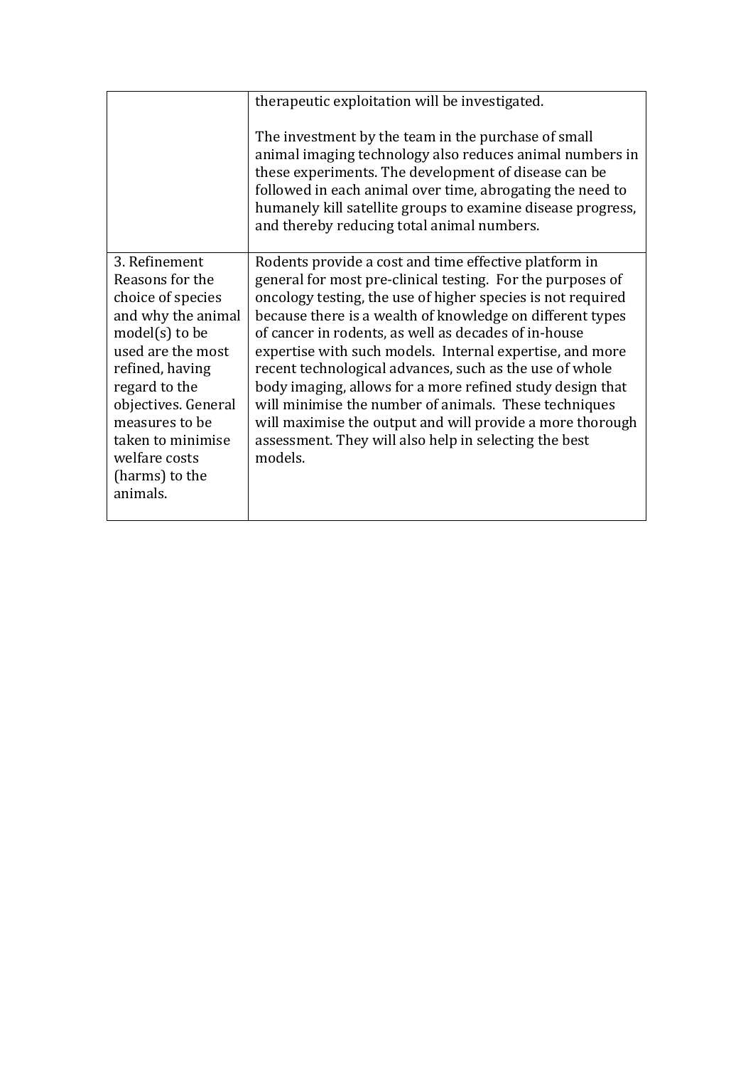| | |
|---|---|
| | therapeutic exploitation will be investigated.<br><br>The investment by the team in the purchase of small animal imaging technology also reduces animal numbers in these experiments. The development of disease can be followed in each animal over time, abrogating the need to humanely kill satellite groups to examine disease progress, and thereby reducing total animal numbers. |
| 3. Refinement Reasons for the choice of species and why the animal model(s) to be used are the most refined, having regard to the objectives. General measures to be taken to minimise welfare costs (harms) to the animals. | Rodents provide a cost and time effective platform in general for most pre-clinical testing. For the purposes of oncology testing, the use of higher species is not required because there is a wealth of knowledge on different types of cancer in rodents, as well as decades of in-house expertise with such models. Internal expertise, and more recent technological advances, such as the use of whole body imaging, allows for a more refined study design that will minimise the number of animals. These techniques will maximise the output and will provide a more thorough assessment. They will also help in selecting the best models. |